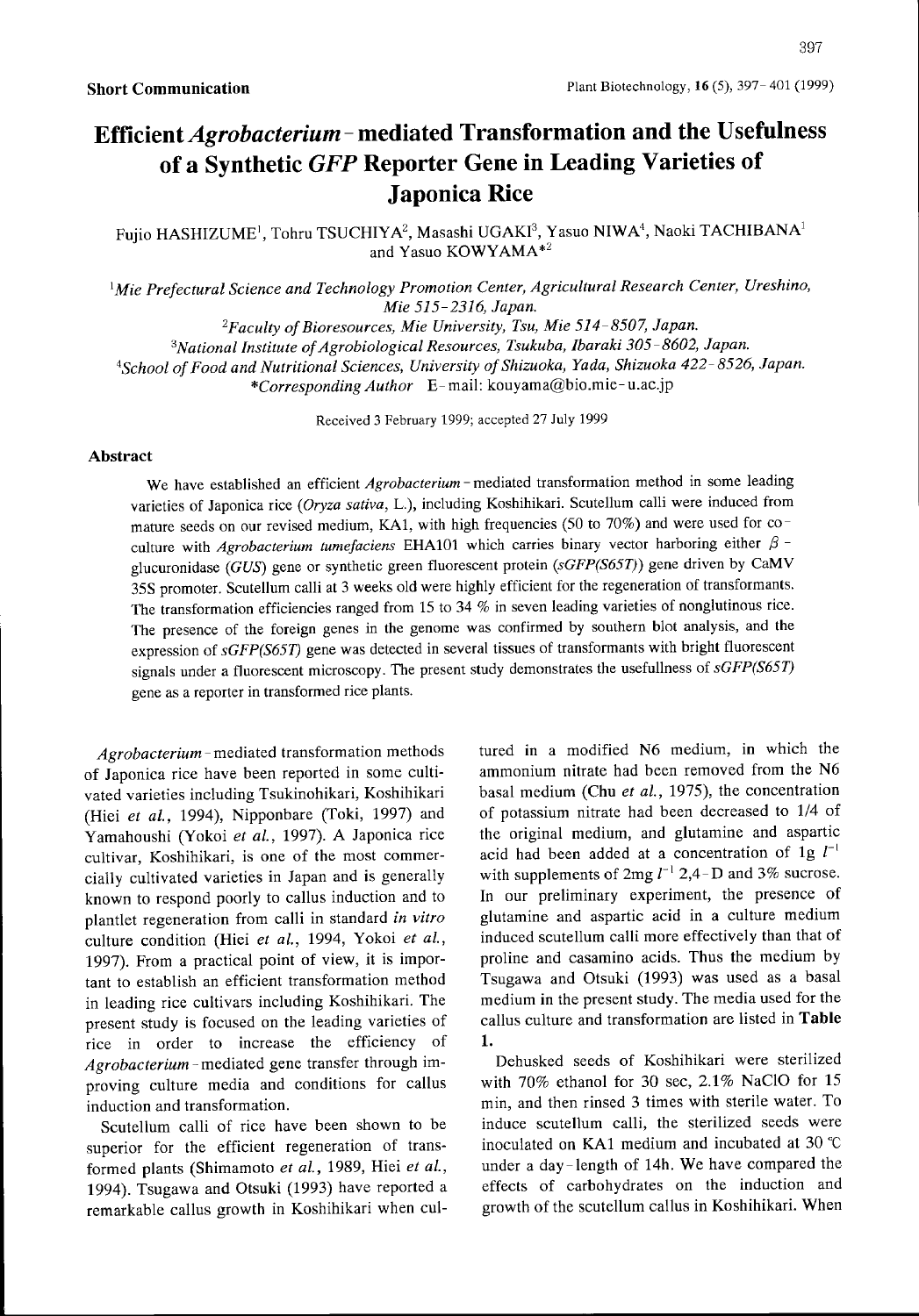**Short Communication**

# Efficient *Agrobacterium*-mediated Transformation and the Usefulness of a Synthetic *GFP* Reporter Gene in Leading Varieties of Japonica Rice

Fujio HASHIZUME[1], Tohru TSUCHIYA[2], Masashi UGAKI[3], Yasuo NIWA[4], Naoki TACHIBANA[1] and Yasuo KOWYAMA*[2]

[1]*Mie Prefectural Science and Technology Promotion Center, Agricultural Research Center, Ureshino, Mie 515-2316, Japan.*

[2]*Faculty of Bioresources, Mie University, Tsu, Mie 514-8507, Japan.*

[3]*National Institute of Agrobiological Resources, Tsukuba, Ibaraki 305-8602, Japan.*

[4]*School of Food and Nutritional Sciences, University of Shizuoka, Yada, Shizuoka 422-8526, Japan.*

**Corresponding Author* E-mail: kouyama@bio.mie-u.ac.jp

Received 3 February 1999; accepted 27 July 1999

## Abstract

We have established an efficient *Agrobacterium*-mediated transformation method in some leading varieties of Japonica rice (*Oryza sativa*, L.), including Koshihikari. Scutellum calli were induced from mature seeds on our revised medium, KA1, with high frequencies (50 to 70%) and were used for co-culture with *Agrobacterium tumefaciens* EHA101 which carries binary vector harboring either $\beta$-glucuronidase (*GUS*) gene or synthetic green fluorescent protein (*sGFP(S65T)*) gene driven by CaMV 35S promoter. Scutellum calli at 3 weeks old were highly efficient for the regeneration of transformants. The transformation efficiencies ranged from 15 to 34 % in seven leading varieties of nonglutinous rice. The presence of the foreign genes in the genome was confirmed by southern blot analysis, and the expression of *sGFP(S65T)* gene was detected in several tissues of transformants with bright fluorescent signals under a fluorescent microscopy. The present study demonstrates the usefullness of *sGFP(S65T)* gene as a reporter in transformed rice plants.

*Agrobacterium*-mediated transformation methods of Japonica rice have been reported in some cultivated varieties including Tsukinohikari, Koshihikari (Hiei *et al.*, 1994), Nipponbare (Toki, 1997) and Yamahoushi (Yokoi *et al.*, 1997). A Japonica rice cultivar, Koshihikari, is one of the most commercially cultivated varieties in Japan and is generally known to respond poorly to callus induction and to plantlet regeneration from calli in standard *in vitro* culture condition (Hiei *et al.*, 1994, Yokoi *et al.*, 1997). From a practical point of view, it is important to establish an efficient transformation method in leading rice cultivars including Koshihikari. The present study is focused on the leading varieties of rice in order to increase the efficiency of *Agrobacterium*-mediated gene transfer through improving culture media and conditions for callus induction and transformation.

Scutellum calli of rice have been shown to be superior for the efficient regeneration of transformed plants (Shimamoto *et al.*, 1989, Hiei *et al.*, 1994). Tsugawa and Otsuki (1993) have reported a remarkable callus growth in Koshihikari when cultured in a modified N6 medium, in which the ammonium nitrate had been removed from the N6 basal medium (Chu *et al.*, 1975), the concentration of potassium nitrate had been decreased to 1/4 of the original medium, and glutamine and aspartic acid had been added at a concentration of $1g\ l^{-1}$ with supplements of $2mg\ l^{-1}$ 2,4-D and 3% sucrose. In our preliminary experiment, the presence of glutamine and aspartic acid in a culture medium induced scutellum calli more effectively than that of proline and casamino acids. Thus the medium by Tsugawa and Otsuki (1993) was used as a basal medium in the present study. The media used for the callus culture and transformation are listed in **Table 1.**

Dehusked seeds of Koshihikari were sterilized with 70% ethanol for 30 sec, 2.1% NaClO for 15 min, and then rinsed 3 times with sterile water. To induce scutellum calli, the sterilized seeds were inoculated on KA1 medium and incubated at 30 ℃ under a day-length of 14h. We have compared the effects of carbohydrates on the induction and growth of the scutellum callus in Koshihikari. When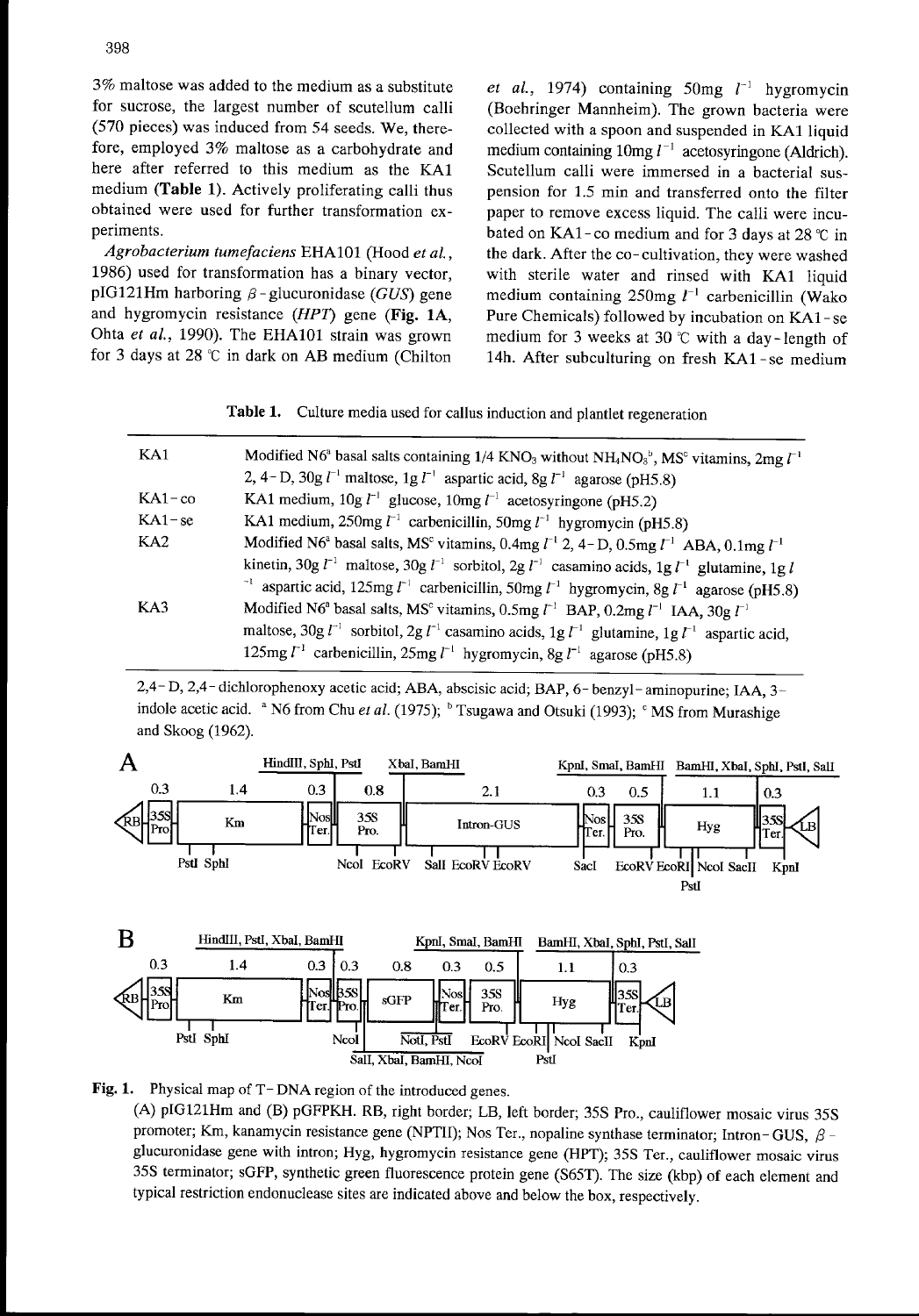3% maltose was added to the medium as a substitute for sucrose, the largest number of scutellum calli (570 pieces) was induced from 54 seeds. We, therefore, employed 3% maltose as a carbohydrate and here after referred to this medium as the KA1 medium (**Table 1**). Actively proliferating calli thus obtained were used for further transformation experiments.

*Agrobacterium tumefaciens* EHA101 (Hood *et al.*, 1986) used for transformation has a binary vector, pIG121Hm harboring $\beta$-glucuronidase (*GUS*) gene and hygromycin resistance (*HPT*) gene (**Fig. 1A**, Ohta *et al.*, 1990). The EHA101 strain was grown for 3 days at 28 ℃ in dark on AB medium (Chilton *et al.*, 1974) containing 50mg $l^{-1}$ hygromycin (Boehringer Mannheim). The grown bacteria were collected with a spoon and suspended in KA1 liquid medium containing 10mg $l^{-1}$ acetosyringone (Aldrich). Scutellum calli were immersed in a bacterial suspension for 1.5 min and transferred onto the filter paper to remove excess liquid. The calli were incubated on KA1-co medium and for 3 days at 28 ℃ in the dark. After the co-cultivation, they were washed with sterile water and rinsed with KA1 liquid medium containing 250mg $l^{-1}$ carbenicillin (Wako Pure Chemicals) followed by incubation on KA1-se medium for 3 weeks at 30 ℃ with a day-length of 14h. After subculturing on fresh KA1-se medium

**Table 1.** Culture media used for callus induction and plantlet regeneration

| | |
|---|---|
| KA1 | Modified N6[a] basal salts containing 1/4 $KNO_3$ without $NH_4NO_3$[b], MS[c] vitamins, 2mg $l^{-1}$ 2, 4-D, 30g $l^{-1}$ maltose, 1g $l^{-1}$ aspartic acid, 8g $l^{-1}$ agarose (pH5.8) |
| KA1-co | KA1 medium, 10g $l^{-1}$ glucose, 10mg $l^{-1}$ acetosyringone (pH5.2) |
| KA1-se | KA1 medium, 250mg $l^{-1}$ carbenicillin, 50mg $l^{-1}$ hygromycin (pH5.8) |
| KA2 | Modified N6[a] basal salts, MS[c] vitamins, 0.4mg $l^{-1}$ 2, 4-D, 0.5mg $l^{-1}$ ABA, 0.1mg $l^{-1}$ kinetin, 30g $l^{-1}$ maltose, 30g $l^{-1}$ sorbitol, 2g $l^{-1}$ casamino acids, 1g $l^{-1}$ glutamine, 1g $l^{-1}$ aspartic acid, 125mg $l^{-1}$ carbenicillin, 50mg $l^{-1}$ hygromycin, 8g $l^{-1}$ agarose (pH5.8) |
| KA3 | Modified N6[a] basal salts, MS[c] vitamins, 0.5mg $l^{-1}$ BAP, 0.2mg $l^{-1}$ IAA, 30g $l^{-1}$ maltose, 30g $l^{-1}$ sorbitol, 2g $l^{-1}$ casamino acids, 1g $l^{-1}$ glutamine, 1g $l^{-1}$ aspartic acid, 125mg $l^{-1}$ carbenicillin, 25mg $l^{-1}$ hygromycin, 8g $l^{-1}$ agarose (pH5.8) |

2,4-D, 2,4-dichlorophenoxy acetic acid; ABA, abscisic acid; BAP, 6-benzyl-aminopurine; IAA, 3-indole acetic acid. [a] N6 from Chu *et al.* (1975); [b] Tsugawa and Otsuki (1993); [c] MS from Murashige and Skoog (1962).

**Fig. 1.** Physical map of T-DNA region of the introduced genes.
(A) pIG121Hm and (B) pGFPKH. RB, right border; LB, left border; 35S Pro., cauliflower mosaic virus 35S promoter; Km, kanamycin resistance gene (NPTII); Nos Ter., nopaline synthase terminator; Intron-GUS, $\beta$-glucuronidase gene with intron; Hyg, hygromycin resistance gene (HPT); 35S Ter., cauliflower mosaic virus 35S terminator; sGFP, synthetic green fluorescence protein gene (S65T). The size (kbp) of each element and typical restriction endonuclease sites are indicated above and below the box, respectively.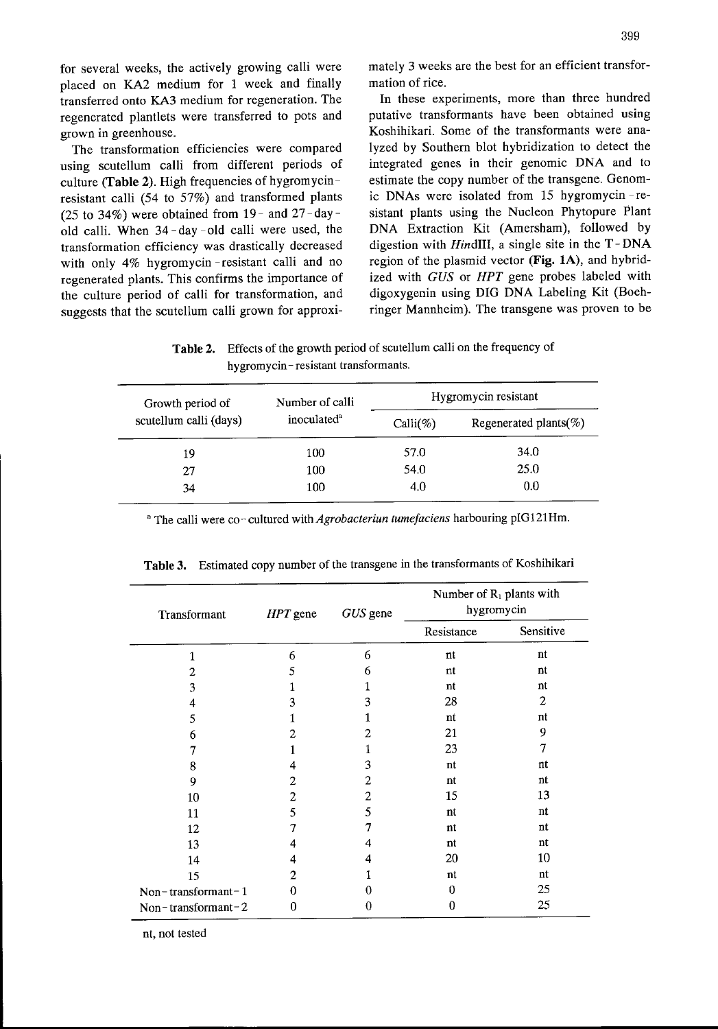for several weeks, the actively growing calli were placed on KA2 medium for 1 week and finally transferred onto KA3 medium for regeneration. The regenerated plantlets were transferred to pots and grown in greenhouse.

The transformation efficiencies were compared using scutellum calli from different periods of culture (**Table 2**). High frequencies of hygromycin-resistant calli (54 to 57%) and transformed plants (25 to 34%) were obtained from 19- and 27-day-old calli. When 34-day-old calli were used, the transformation efficiency was drastically decreased with only 4% hygromycin-resistant calli and no regenerated plants. This confirms the importance of the culture period of calli for transformation, and suggests that the scutellum calli grown for approximately 3 weeks are the best for an efficient transformation of rice.

In these experiments, more than three hundred putative transformants have been obtained using Koshihikari. Some of the transformants were analyzed by Southern blot hybridization to detect the integrated genes in their genomic DNA and to estimate the copy number of the transgene. Genomic DNAs were isolated from 15 hygromycin-resistant plants using the Nucleon Phytopure Plant DNA Extraction Kit (Amersham), followed by digestion with *Hin*dIII, a single site in the T-DNA region of the plasmid vector (**Fig. 1A**), and hybridized with *GUS* or *HPT* gene probes labeled with digoxygenin using DIG DNA Labeling Kit (Boehringer Mannheim). The transgene was proven to be

**Table 2.** Effects of the growth period of scutellum calli on the frequency of hygromycin-resistant transformants.

| Growth period of scutellum calli (days) | Number of calli inoculated[a] | Hygromycin resistant | |
|---|---|---|---|
| | | Calli(%) | Regenerated plants(%) |
| 19 | 100 | 57.0 | 34.0 |
| 27 | 100 | 54.0 | 25.0 |
| 34 | 100 | 4.0 | 0.0 |

[a] The calli were co-cultured with *Agrobacteriun tumefaciens* harbouring pIG121Hm.

**Table 3.** Estimated copy number of the transgene in the transformants of Koshihikari

| Transformant | *HPT* gene | *GUS* gene | Number of $R_1$ plants with hygromycin | |
|---|---|---|---|---|
| | | | Resistance | Sensitive |
| 1 | 6 | 6 | nt | nt |
| 2 | 5 | 6 | nt | nt |
| 3 | 1 | 1 | nt | nt |
| 4 | 3 | 3 | 28 | 2 |
| 5 | 1 | 1 | nt | nt |
| 6 | 2 | 2 | 21 | 9 |
| 7 | 1 | 1 | 23 | 7 |
| 8 | 4 | 3 | nt | nt |
| 9 | 2 | 2 | nt | nt |
| 10 | 2 | 2 | 15 | 13 |
| 11 | 5 | 5 | nt | nt |
| 12 | 7 | 7 | nt | nt |
| 13 | 4 | 4 | nt | nt |
| 14 | 4 | 4 | 20 | 10 |
| 15 | 2 | 1 | nt | nt |
| Non-transformant-1 | 0 | 0 | 0 | 25 |
| Non-transformant-2 | 0 | 0 | 0 | 25 |

nt, not tested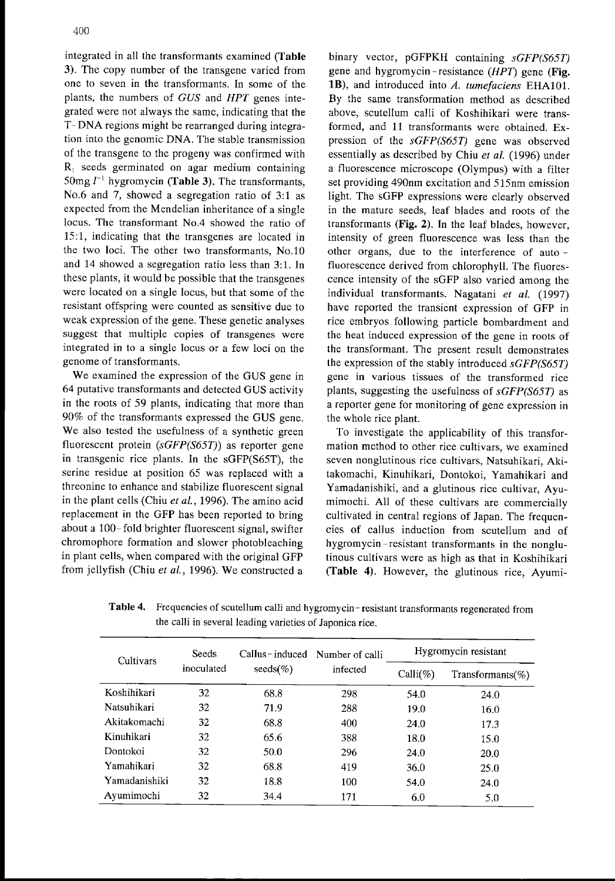integrated in all the transformants examined (**Table 3**). The copy number of the transgene varied from one to seven in the transformants. In some of the plants, the numbers of *GUS* and *HPT* genes integrated were not always the same, indicating that the T-DNA regions might be rearranged during integration into the genomic DNA. The stable transmission of the transgene to the progeny was confirmed with $R_1$ seeds germinated on agar medium containing 50mg $l^{-1}$ hygromycin (**Table 3**). The transformants, No.6 and 7, showed a segregation ratio of 3:1 as expected from the Mendelian inheritance of a single locus. The transformant No.4 showed the ratio of 15:1, indicating that the transgenes are located in the two loci. The other two transformants, No.10 and 14 showed a segregation ratio less than 3:1. In these plants, it would be possible that the transgenes were located on a single locus, but that some of the resistant offspring were counted as sensitive due to weak expression of the gene. These genetic analyses suggest that multiple copies of transgenes were integrated in to a single locus or a few loci on the genome of transformants.

We examined the expression of the GUS gene in 64 putative transformants and detected GUS activity in the roots of 59 plants, indicating that more than 90% of the transformants expressed the GUS gene. We also tested the usefulness of a synthetic green fluorescent protein (*sGFP(S65T)*) as reporter gene in transgenic rice plants. In the sGFP(S65T), the serine residue at position 65 was replaced with a threonine to enhance and stabilize fluorescent signal in the plant cells (Chiu *et al.*, 1996). The amino acid replacement in the GFP has been reported to bring about a 100-fold brighter fluorescent signal, swifter chromophore formation and slower photobleaching in plant cells, when compared with the original GFP from jellyfish (Chiu *et al.*, 1996). We constructed a binary vector, pGFPKH containing *sGFP(S65T)* gene and hygromycin-resistance (*HPT*) gene (**Fig. 1B**), and introduced into *A. tumefaciens* EHA101. By the same transformation method as described above, scutellum calli of Koshihikari were transformed, and 11 transformants were obtained. Expression of the *sGFP(S65T)* gene was observed essentially as described by Chiu *et al.* (1996) under a fluorescence microscope (Olympus) with a filter set providing 490nm excitation and 515nm emission light. The sGFP expressions were clearly observed in the mature seeds, leaf blades and roots of the transformants (**Fig. 2**). In the leaf blades, however, intensity of green fluorescence was less than the other organs, due to the interference of auto-fluorescence derived from chlorophyll. The fluorescence intensity of the sGFP also varied among the individual transformants. Nagatani *et al.* (1997) have reported the transient expression of GFP in rice embryos following particle bombardment and the heat induced expression of the gene in roots of the transformant. The present result demonstrates the expression of the stably introduced *sGFP(S65T)* gene in various tissues of the transformed rice plants, suggesting the usefulness of *sGFP(S65T)* as a reporter gene for monitoring of gene expression in the whole rice plant.

To investigate the applicability of this transformation method to other rice cultivars, we examined seven nonglutinous rice cultivars, Natsuhikari, Akitakomachi, Kinuhikari, Dontokoi, Yamahikari and Yamadanishiki, and a glutinous rice cultivar, Ayumimochi. All of these cultivars are commercially cultivated in central regions of Japan. The frequencies of callus induction from scutellum and of hygromycin-resistant transformants in the nonglutinous cultivars were as high as that in Koshihikari (**Table 4**). However, the glutinous rice, Ayumi-

**Table 4.** Frequencies of scutellum calli and hygromycin-resistant transformants regenerated from the calli in several leading varieties of Japonica rice.

| Cultivars | Seeds inoculated | Callus-induced seeds(%) | Number of calli infected | Hygromycin resistant | |
|---|---|---|---|---|---|
| | | | | Calli(%) | Transformants(%) |
| Koshihikari | 32 | 68.8 | 298 | 54.0 | 24.0 |
| Natsuhikari | 32 | 71.9 | 288 | 19.0 | 16.0 |
| Akitakomachi | 32 | 68.8 | 400 | 24.0 | 17.3 |
| Kinuhikari | 32 | 65.6 | 388 | 18.0 | 15.0 |
| Dontokoi | 32 | 50.0 | 296 | 24.0 | 20.0 |
| Yamahikari | 32 | 68.8 | 419 | 36.0 | 25.0 |
| Yamadanishiki | 32 | 18.8 | 100 | 54.0 | 24.0 |
| Ayumimochi | 32 | 34.4 | 171 | 6.0 | 5.0 |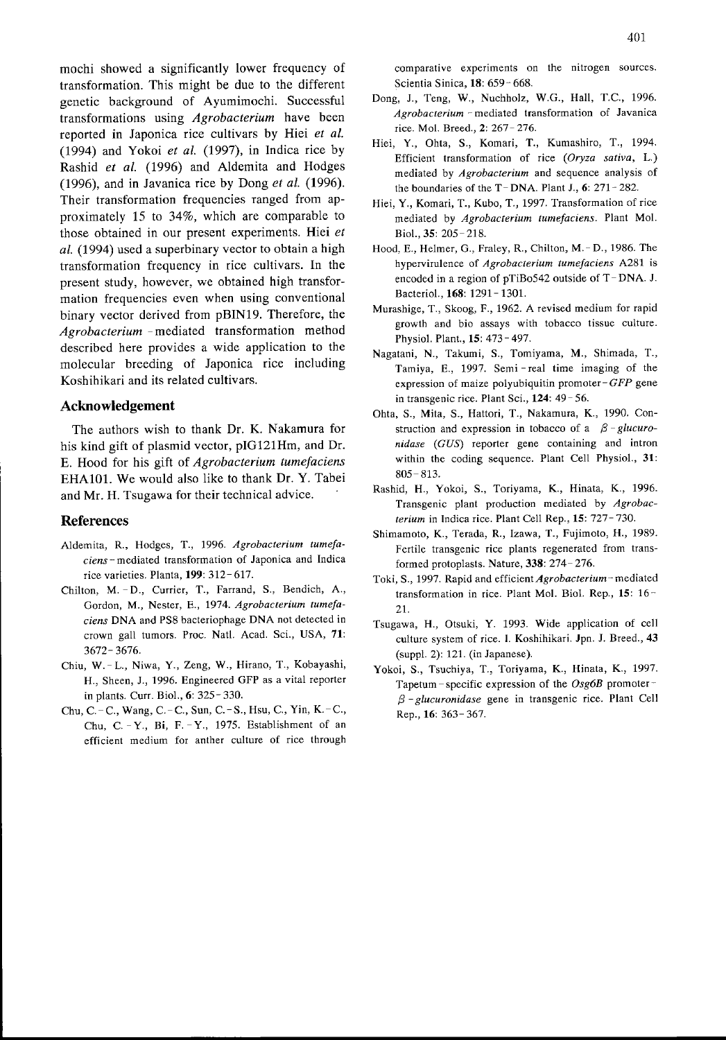mochi showed a significantly lower frequency of transformation. This might be due to the different genetic background of Ayumimochi. Successful transformations using *Agrobacterium* have been reported in Japonica rice cultivars by Hiei *et al.* (1994) and Yokoi *et al.* (1997), in Indica rice by Rashid *et al.* (1996) and Aldemita and Hodges (1996), and in Javanica rice by Dong *et al.* (1996). Their transformation frequencies ranged from approximately 15 to 34%, which are comparable to those obtained in our present experiments. Hiei *et al.* (1994) used a superbinary vector to obtain a high transformation frequency in rice cultivars. In the present study, however, we obtained high transformation frequencies even when using conventional binary vector derived from pBIN19. Therefore, the *Agrobacterium* -mediated transformation method described here provides a wide application to the molecular breeding of Japonica rice including Koshihikari and its related cultivars.

## Acknowledgement

The authors wish to thank Dr. K. Nakamura for his kind gift of plasmid vector, pIG121Hm, and Dr. E. Hood for his gift of *Agrobacterium tumefaciens* EHA101. We would also like to thank Dr. Y. Tabei and Mr. H. Tsugawa for their technical advice.

## References

- Aldemita, R., Hodges, T., 1996. *Agrobacterium tumefaciens* - mediated transformation of Japonica and Indica rice varieties. Planta, **199**: 312 - 617.
- Chilton, M. - D., Currier, T., Farrand, S., Bendich, A., Gordon, M., Nester, E., 1974. *Agrobacterium tumefaciens* DNA and PS8 bacteriophage DNA not detected in crown gall tumors. Proc. Natl. Acad. Sci., USA, **71**: 3672 - 3676.
- Chiu, W. - L., Niwa, Y., Zeng, W., Hirano, T., Kobayashi, H., Sheen, J., 1996. Engineered GFP as a vital reporter in plants. Curr. Biol., **6**: 325 - 330.
- Chu, C. - C., Wang, C. - C., Sun, C. - S., Hsu, C., Yin, K. - C., Chu, C. - Y., Bi, F. - Y., 1975. Establishment of an efficient medium for anther culture of rice through comparative experiments on the nitrogen sources. Scientia Sinica, **18**: 659 - 668.
- Dong, J., Teng, W., Nuchholz, W.G., Hall, T.C., 1996. *Agrobacterium* - mediated transformation of Javanica rice. Mol. Breed., **2**: 267 - 276.
- Hiei, Y., Ohta, S., Komari, T., Kumashiro, T., 1994. Efficient transformation of rice (*Oryza sativa*, L.) mediated by *Agrobacterium* and sequence analysis of the boundaries of the T - DNA. Plant J., **6**: 271 - 282.
- Hiei, Y., Komari, T., Kubo, T., 1997. Transformation of rice mediated by *Agrobacterium tumefaciens*. Plant Mol. Biol., **35**: 205 - 218.
- Hood, E., Helmer, G., Fraley, R., Chilton, M. - D., 1986. The hypervirulence of *Agrobacterium tumefaciens* A281 is encoded in a region of pTiBo542 outside of T - DNA. J. Bacteriol., **168**: 1291 - 1301.
- Murashige, T., Skoog, F., 1962. A revised medium for rapid growth and bio assays with tobacco tissue culture. Physiol. Plant., **15**: 473 - 497.
- Nagatani, N., Takumi, S., Tomiyama, M., Shimada, T., Tamiya, E., 1997. Semi - real time imaging of the expression of maize polyubiquitin promoter - *GFP* gene in transgenic rice. Plant Sci., **124**: 49 - 56.
- Ohta, S., Mita, S., Hattori, T., Nakamura, K., 1990. Construction and expression in tobacco of a *β - glucuronidase* (*GUS*) reporter gene containing and intron within the coding sequence. Plant Cell Physiol., **31**: 805 - 813.
- Rashid, H., Yokoi, S., Toriyama, K., Hinata, K., 1996. Transgenic plant production mediated by *Agrobacterium* in Indica rice. Plant Cell Rep., **15**: 727 - 730.
- Shimamoto, K., Terada, R., Izawa, T., Fujimoto, H., 1989. Fertile transgenic rice plants regenerated from transformed protoplasts. Nature, **338**: 274 - 276.
- Toki, S., 1997. Rapid and efficient *Agrobacterium* - mediated transformation in rice. Plant Mol. Biol. Rep., **15**: 16 - 21.
- Tsugawa, H., Otsuki, Y. 1993. Wide application of cell culture system of rice. I. Koshihikari. Jpn. J. Breed., **43** (suppl. 2): 121. (in Japanese).
- Yokoi, S., Tsuchiya, T., Toriyama, K., Hinata, K., 1997. Tapetum - specific expression of the *Osg6B* promoter - *β - glucuronidase* gene in transgenic rice. Plant Cell Rep., **16**: 363 - 367.